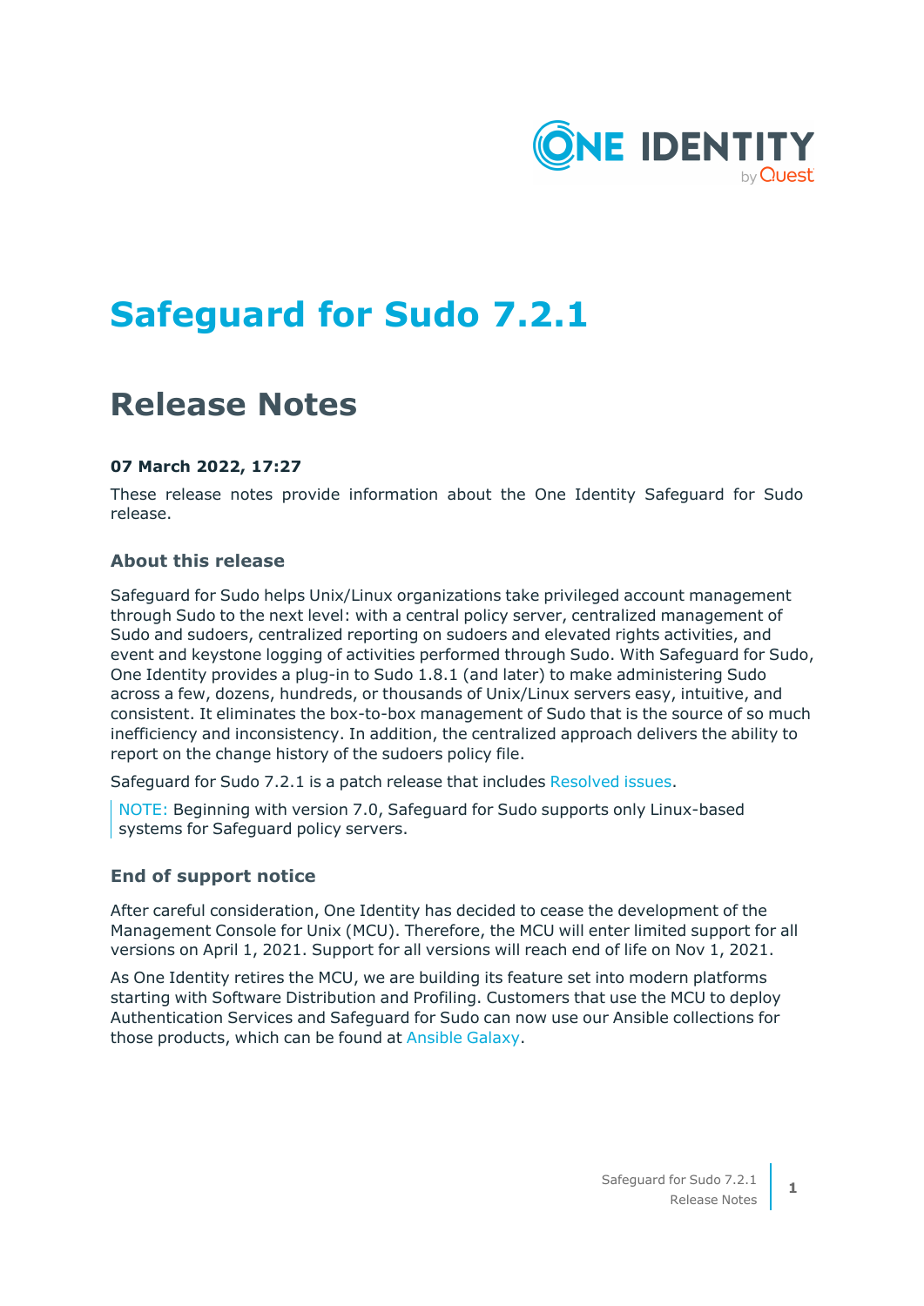# Safeguard for Sudo 7.2.1

# Release Notes

**07 March 2022, 17:27**

These release notes provide information about the One Identity Safeguard for Sudo release.

## About this release

Safeguard for Sudo helps Unix/Linux organizations take privileged account management through Sudo to the next level: with a central policy server, centralized management of Sudo and sudoers, centralized reporting on sudoers and elevated rights activities, and event and keystone logging of activities performed through Sudo. With Safeguard for Sudo, One Identity provides a plug-in to Sudo 1.8.1 (and later) to make administering Sudo across a few, dozens, hundreds, or thousands of Unix/Linux servers easy, intuitive, and consistent. It eliminates the box-to-box management of Sudo that is the source of so much inefficiency and inconsistency. In addition, the centralized approach delivers the ability to report on the change history of the sudoers policy file.

Safeguard for Sudo 7.2.1 is a patch release that includes Resolved issues.

> NOTE: Beginning with version 7.0, Safeguard for Sudo supports only Linux-based systems for Safeguard policy servers.

## End of support notice

After careful consideration, One Identity has decided to cease the development of the Management Console for Unix (MCU). Therefore, the MCU will enter limited support for all versions on April 1, 2021. Support for all versions will reach end of life on Nov 1, 2021.

As One Identity retires the MCU, we are building its feature set into modern platforms starting with Software Distribution and Profiling. Customers that use the MCU to deploy Authentication Services and Safeguard for Sudo can now use our Ansible collections for those products, which can be found at Ansible Galaxy.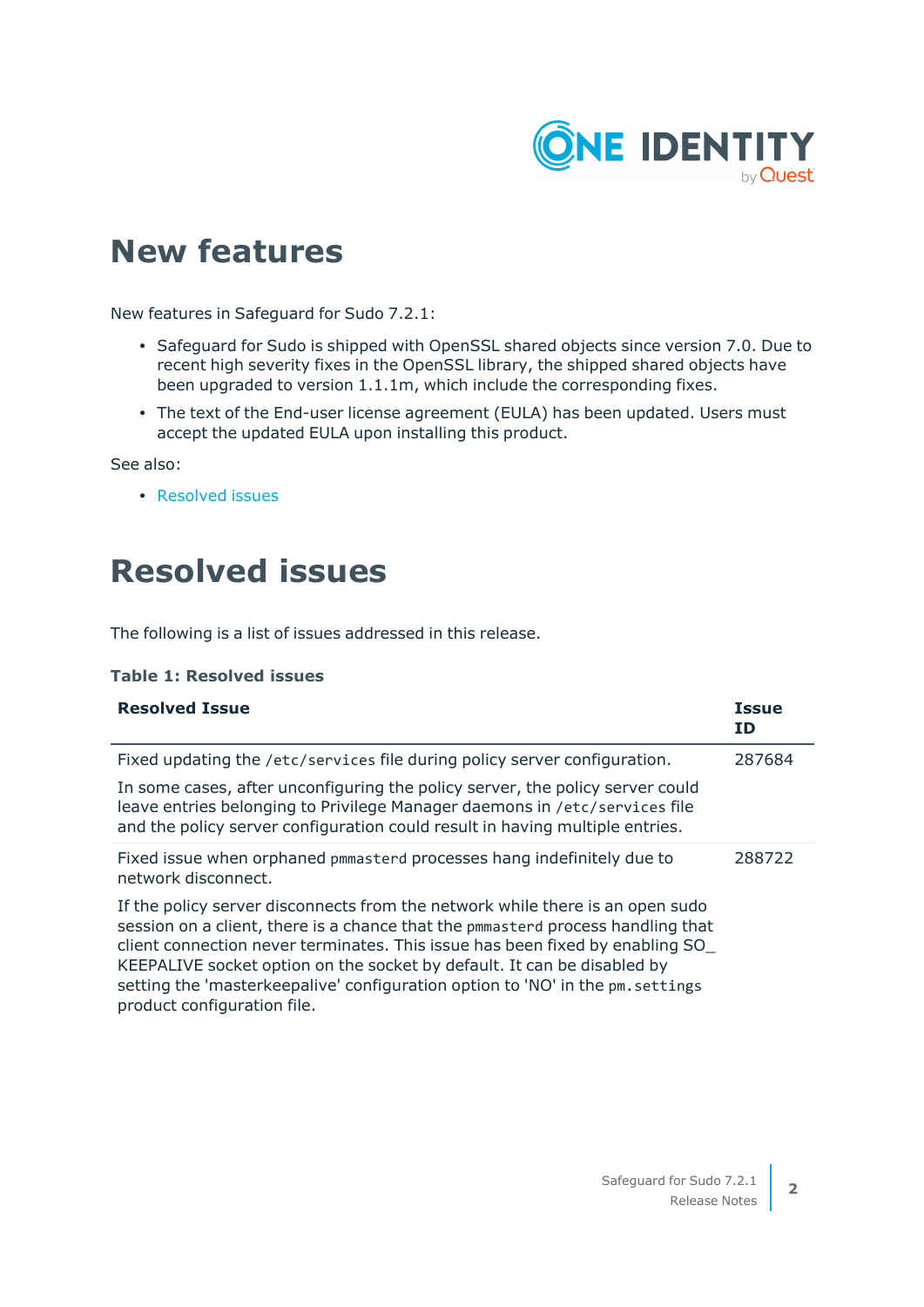# New features

New features in Safeguard for Sudo 7.2.1:

- Safeguard for Sudo is shipped with OpenSSL shared objects since version 7.0. Due to recent high severity fixes in the OpenSSL library, the shipped shared objects have been upgraded to version 1.1.1m, which include the corresponding fixes.
- The text of the End-user license agreement (EULA) has been updated. Users must accept the updated EULA upon installing this product.

See also:

- Resolved issues

# Resolved issues

The following is a list of issues addressed in this release.

**Table 1: Resolved issues**

| Resolved Issue | Issue ID |
|---|---|
| Fixed updating the `/etc/services` file during policy server configuration.<br><br>In some cases, after unconfiguring the policy server, the policy server could leave entries belonging to Privilege Manager daemons in `/etc/services` file and the policy server configuration could result in having multiple entries. | 287684 |
| Fixed issue when orphaned `pmmasterd` processes hang indefinitely due to network disconnect.<br><br>If the policy server disconnects from the network while there is an open sudo session on a client, there is a chance that the `pmmasterd` process handling that client connection never terminates. This issue has been fixed by enabling SO_KEEPALIVE socket option on the socket by default. It can be disabled by setting the 'masterkeepalive' configuration option to 'NO' in the `pm.settings` product configuration file. | 288722 |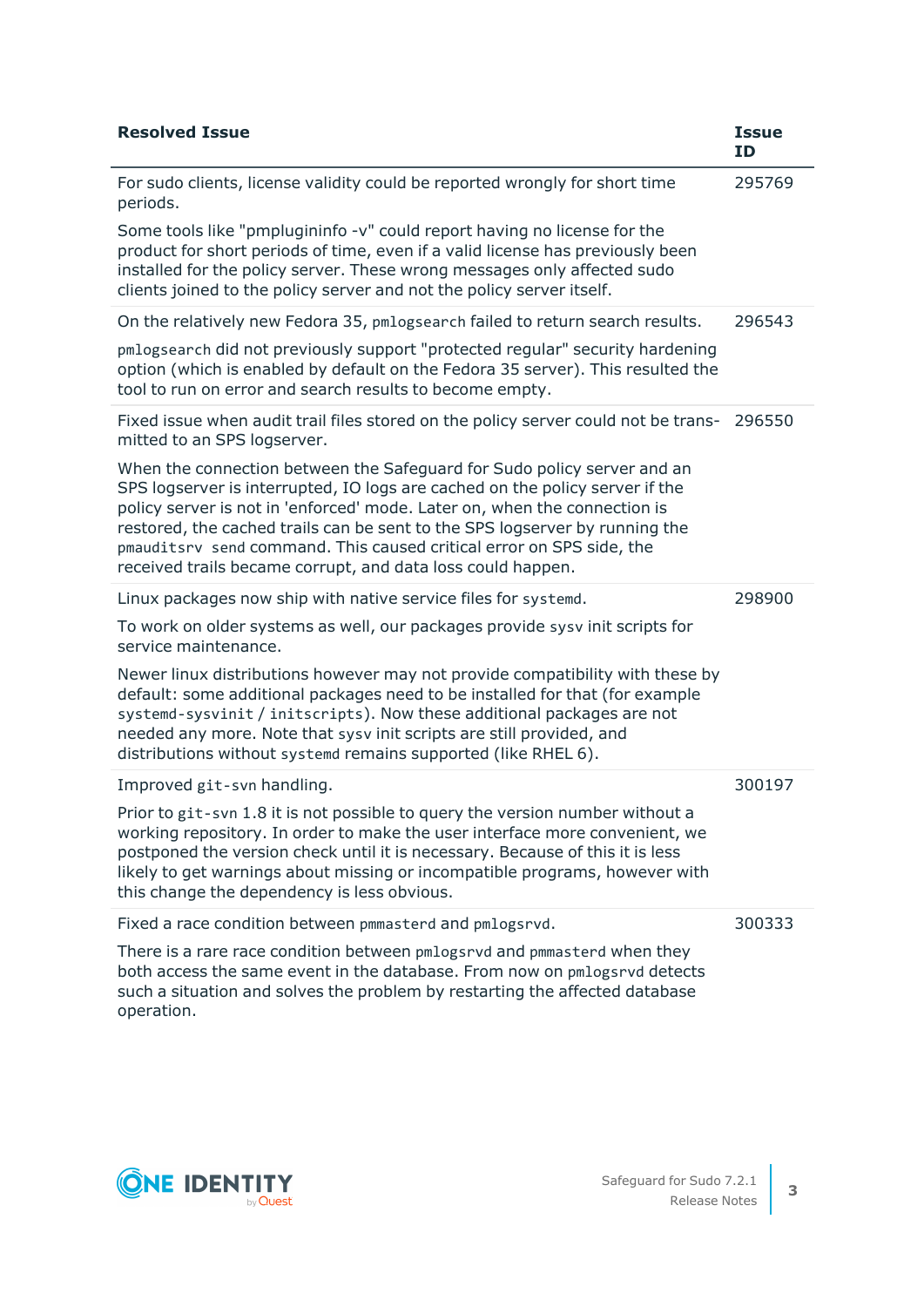| Resolved Issue | Issue ID |
|---|---|
| For sudo clients, license validity could be reported wrongly for short time periods.<br><br>Some tools like "pmplugininfo -v" could report having no license for the product for short periods of time, even if a valid license has previously been installed for the policy server. These wrong messages only affected sudo clients joined to the policy server and not the policy server itself. | 295769 |
| On the relatively new Fedora 35, `pmlogsearch` failed to return search results.<br><br>`pmlogsearch` did not previously support "protected regular" security hardening option (which is enabled by default on the Fedora 35 server). This resulted the tool to run on error and search results to become empty. | 296543 |
| Fixed issue when audit trail files stored on the policy server could not be transmitted to an SPS logserver.<br><br>When the connection between the Safeguard for Sudo policy server and an SPS logserver is interrupted, IO logs are cached on the policy server if the policy server is not in 'enforced' mode. Later on, when the connection is restored, the cached trails can be sent to the SPS logserver by running the `pmauditsrv send` command. This caused critical error on SPS side, the received trails became corrupt, and data loss could happen. | 296550 |
| Linux packages now ship with native service files for `systemd`.<br><br>To work on older systems as well, our packages provide `sysv` init scripts for service maintenance.<br><br>Newer linux distributions however may not provide compatibility with these by default: some additional packages need to be installed for that (for example `systemd-sysvinit` / `initscripts`). Now these additional packages are not needed any more. Note that `sysv` init scripts are still provided, and distributions without `systemd` remains supported (like RHEL 6). | 298900 |
| Improved `git-svn` handling.<br><br>Prior to `git-svn` 1.8 it is not possible to query the version number without a working repository. In order to make the user interface more convenient, we postponed the version check until it is necessary. Because of this it is less likely to get warnings about missing or incompatible programs, however with this change the dependency is less obvious. | 300197 |
| Fixed a race condition between `pmmasterd` and `pmlogsrvd`.<br><br>There is a rare race condition between `pmlogsrvd` and `pmmasterd` when they both access the same event in the database. From now on `pmlogsrvd` detects such a situation and solves the problem by restarting the affected database operation. | 300333 |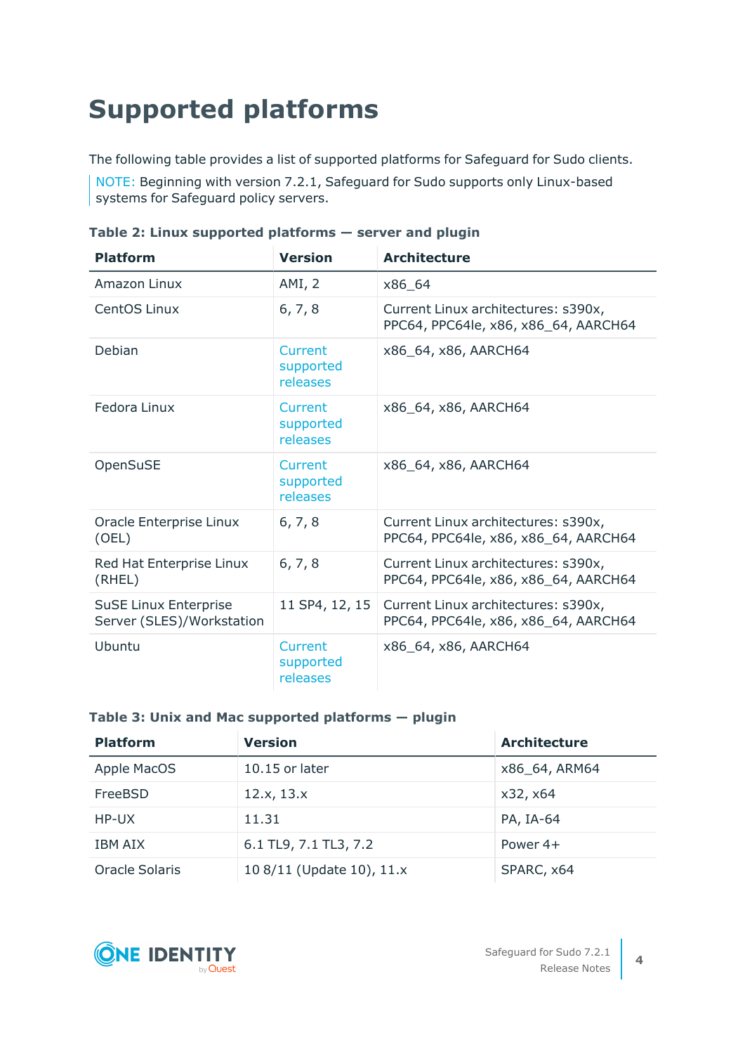# Supported platforms

The following table provides a list of supported platforms for Safeguard for Sudo clients.

NOTE: Beginning with version 7.2.1, Safeguard for Sudo supports only Linux-based systems for Safeguard policy servers.

**Table 2: Linux supported platforms — server and plugin**

| Platform | Version | Architecture |
|---|---|---|
| Amazon Linux | AMI, 2 | x86_64 |
| CentOS Linux | 6, 7, 8 | Current Linux architectures: s390x, PPC64, PPC64le, x86, x86_64, AARCH64 |
| Debian | Current supported releases | x86_64, x86, AARCH64 |
| Fedora Linux | Current supported releases | x86_64, x86, AARCH64 |
| OpenSuSE | Current supported releases | x86_64, x86, AARCH64 |
| Oracle Enterprise Linux (OEL) | 6, 7, 8 | Current Linux architectures: s390x, PPC64, PPC64le, x86, x86_64, AARCH64 |
| Red Hat Enterprise Linux (RHEL) | 6, 7, 8 | Current Linux architectures: s390x, PPC64, PPC64le, x86, x86_64, AARCH64 |
| SuSE Linux Enterprise Server (SLES)/Workstation | 11 SP4, 12, 15 | Current Linux architectures: s390x, PPC64, PPC64le, x86, x86_64, AARCH64 |
| Ubuntu | Current supported releases | x86_64, x86, AARCH64 |

**Table 3: Unix and Mac supported platforms — plugin**

| Platform | Version | Architecture |
|---|---|---|
| Apple MacOS | 10.15 or later | x86_64, ARM64 |
| FreeBSD | 12.x, 13.x | x32, x64 |
| HP-UX | 11.31 | PA, IA-64 |
| IBM AIX | 6.1 TL9, 7.1 TL3, 7.2 | Power 4+ |
| Oracle Solaris | 10 8/11 (Update 10), 11.x | SPARC, x64 |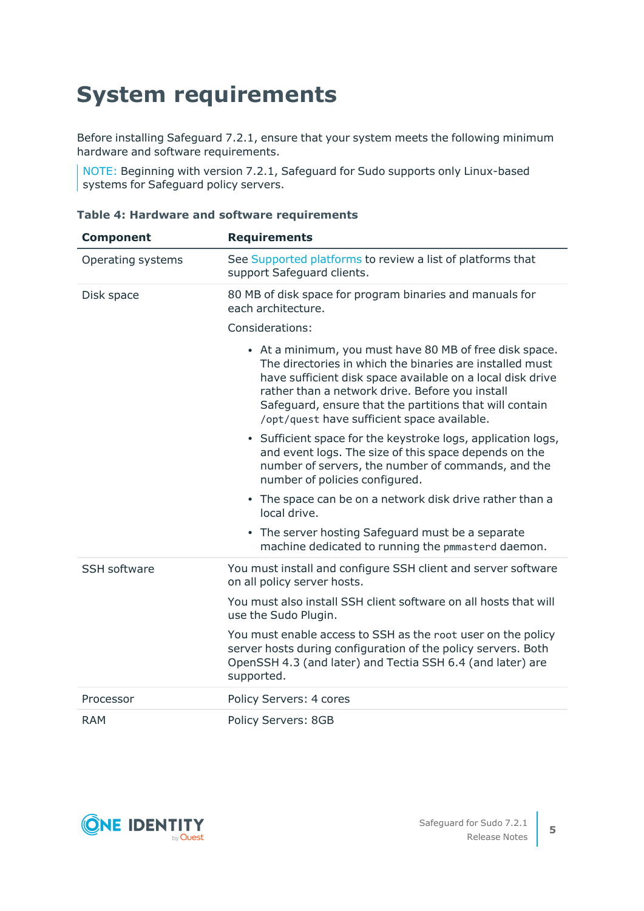# System requirements

Before installing Safeguard 7.2.1, ensure that your system meets the following minimum hardware and software requirements.

> NOTE: Beginning with version 7.2.1, Safeguard for Sudo supports only Linux-based systems for Safeguard policy servers.

**Table 4: Hardware and software requirements**

| Component | Requirements |
|---|---|
| Operating systems | See Supported platforms to review a list of platforms that support Safeguard clients. |
| Disk space | 80 MB of disk space for program binaries and manuals for each architecture.<br><br>Considerations:<br><br>• At a minimum, you must have 80 MB of free disk space. The directories in which the binaries are installed must have sufficient disk space available on a local disk drive rather than a network drive. Before you install Safeguard, ensure that the partitions that will contain `/opt/quest` have sufficient space available.<br><br>• Sufficient space for the keystroke logs, application logs, and event logs. The size of this space depends on the number of servers, the number of commands, and the number of policies configured.<br><br>• The space can be on a network disk drive rather than a local drive.<br><br>• The server hosting Safeguard must be a separate machine dedicated to running the `pmmasterd` daemon. |
| SSH software | You must install and configure SSH client and server software on all policy server hosts.<br><br>You must also install SSH client software on all hosts that will use the Sudo Plugin.<br><br>You must enable access to SSH as the `root` user on the policy server hosts during configuration of the policy servers. Both OpenSSH 4.3 (and later) and Tectia SSH 6.4 (and later) are supported. |
| Processor | Policy Servers: 4 cores |
| RAM | Policy Servers: 8GB |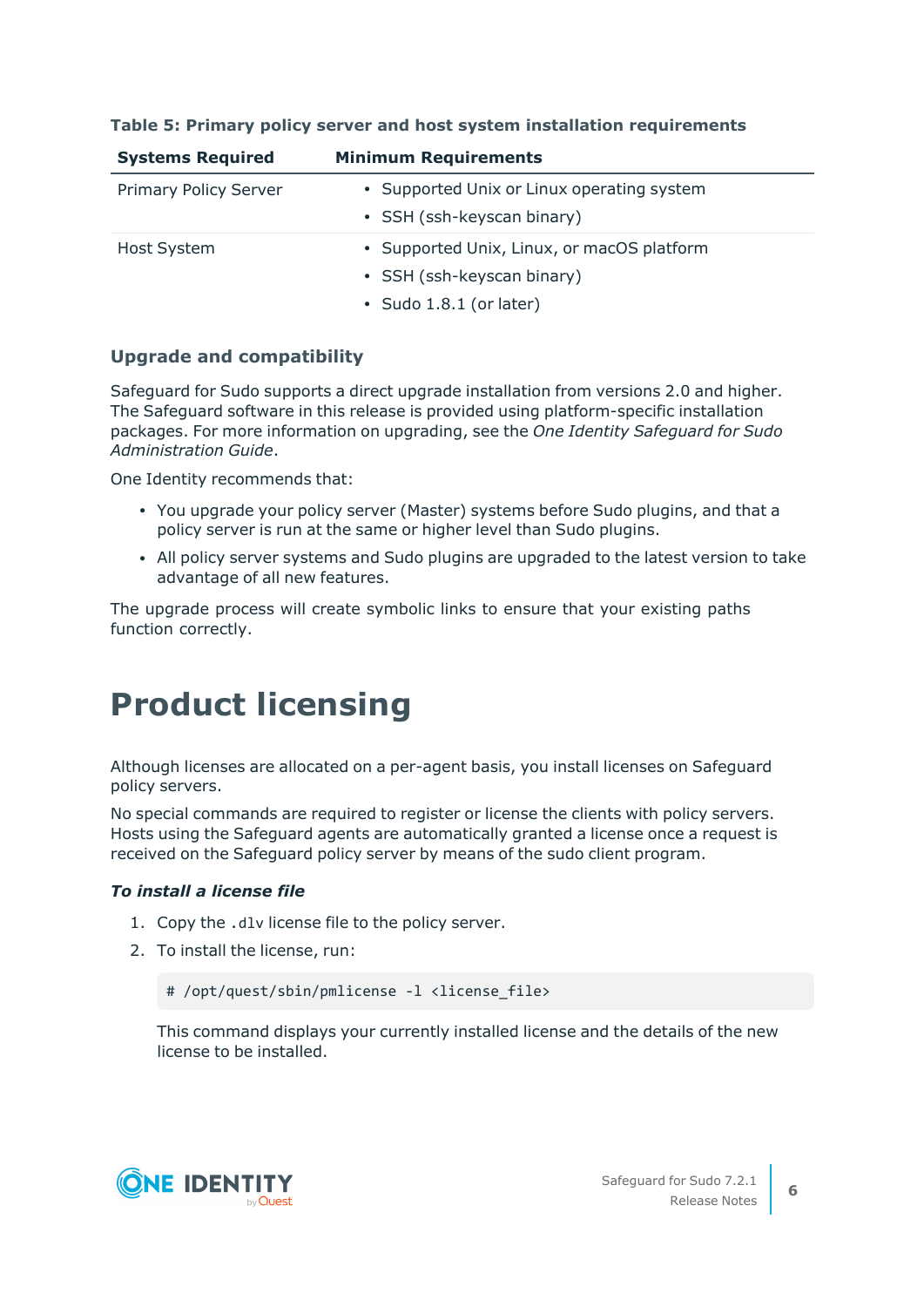**Table 5: Primary policy server and host system installation requirements**

| Systems Required | Minimum Requirements |
| --- | --- |
| Primary Policy Server | • Supported Unix or Linux operating system<br>• SSH (ssh-keyscan binary) |
| Host System | • Supported Unix, Linux, or macOS platform<br>• SSH (ssh-keyscan binary)<br>• Sudo 1.8.1 (or later) |

### Upgrade and compatibility

Safeguard for Sudo supports a direct upgrade installation from versions 2.0 and higher. The Safeguard software in this release is provided using platform-specific installation packages. For more information on upgrading, see the *One Identity Safeguard for Sudo Administration Guide*.

One Identity recommends that:

- You upgrade your policy server (Master) systems before Sudo plugins, and that a policy server is run at the same or higher level than Sudo plugins.
- All policy server systems and Sudo plugins are upgraded to the latest version to take advantage of all new features.

The upgrade process will create symbolic links to ensure that your existing paths function correctly.

# Product licensing

Although licenses are allocated on a per-agent basis, you install licenses on Safeguard policy servers.

No special commands are required to register or license the clients with policy servers. Hosts using the Safeguard agents are automatically granted a license once a request is received on the Safeguard policy server by means of the sudo client program.

***To install a license file***

1. Copy the `.dlv` license file to the policy server.
2. To install the license, run:

   ```
   # /opt/quest/sbin/pmlicense -l <license_file>
   ```

   This command displays your currently installed license and the details of the new license to be installed.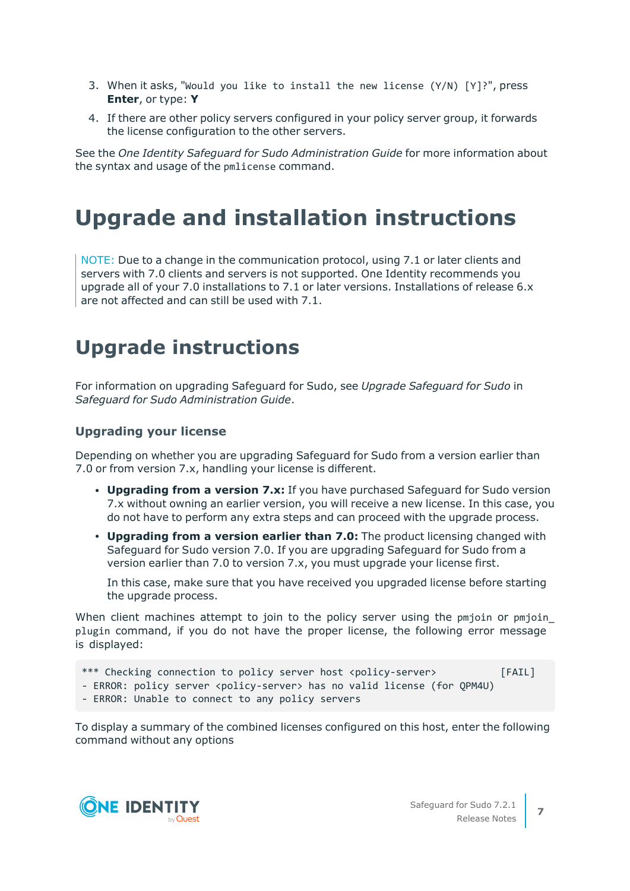3. When it asks, "`Would you like to install the new license (Y/N) [Y]?`", press **Enter**, or type: **Y**
4. If there are other policy servers configured in your policy server group, it forwards the license configuration to the other servers.

See the *One Identity Safeguard for Sudo Administration Guide* for more information about the syntax and usage of the `pmlicense` command.

# Upgrade and installation instructions

NOTE: Due to a change in the communication protocol, using 7.1 or later clients and servers with 7.0 clients and servers is not supported. One Identity recommends you upgrade all of your 7.0 installations to 7.1 or later versions. Installations of release 6.x are not affected and can still be used with 7.1.

## Upgrade instructions

For information on upgrading Safeguard for Sudo, see *Upgrade Safeguard for Sudo* in *Safeguard for Sudo Administration Guide*.

### Upgrading your license

Depending on whether you are upgrading Safeguard for Sudo from a version earlier than 7.0 or from version 7.x, handling your license is different.

- **Upgrading from a version 7.x:** If you have purchased Safeguard for Sudo version 7.x without owning an earlier version, you will receive a new license. In this case, you do not have to perform any extra steps and can proceed with the upgrade process.
- **Upgrading from a version earlier than 7.0:** The product licensing changed with Safeguard for Sudo version 7.0. If you are upgrading Safeguard for Sudo from a version earlier than 7.0 to version 7.x, you must upgrade your license first.

  In this case, make sure that you have received you upgraded license before starting the upgrade process.

When client machines attempt to join to the policy server using the `pmjoin` or `pmjoin_plugin` command, if you do not have the proper license, the following error message is displayed:

```
*** Checking connection to policy server host <policy-server>          [FAIL]
- ERROR: policy server <policy-server> has no valid license (for QPM4U)
- ERROR: Unable to connect to any policy servers
```

To display a summary of the combined licenses configured on this host, enter the following command without any options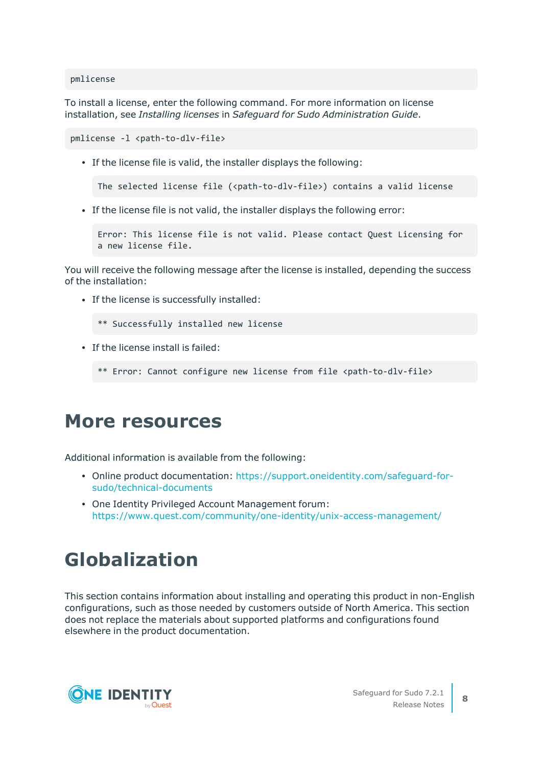```
pmlicense
```

To install a license, enter the following command. For more information on license installation, see *Installing licenses* in *Safeguard for Sudo Administration Guide*.

```
pmlicense -l <path-to-dlv-file>
```

- If the license file is valid, the installer displays the following:

  ```
  The selected license file (<path-to-dlv-file>) contains a valid license
  ```

- If the license file is not valid, the installer displays the following error:

  ```
  Error: This license file is not valid. Please contact Quest Licensing for
  a new license file.
  ```

You will receive the following message after the license is installed, depending the success of the installation:

- If the license is successfully installed:

  ```
  ** Successfully installed new license
  ```

- If the license install is failed:

  ```
  ** Error: Cannot configure new license from file <path-to-dlv-file>
  ```

# More resources

Additional information is available from the following:

- Online product documentation: https://support.oneidentity.com/safeguard-for-sudo/technical-documents
- One Identity Privileged Account Management forum: https://www.quest.com/community/one-identity/unix-access-management/

# Globalization

This section contains information about installing and operating this product in non-English configurations, such as those needed by customers outside of North America. This section does not replace the materials about supported platforms and configurations found elsewhere in the product documentation.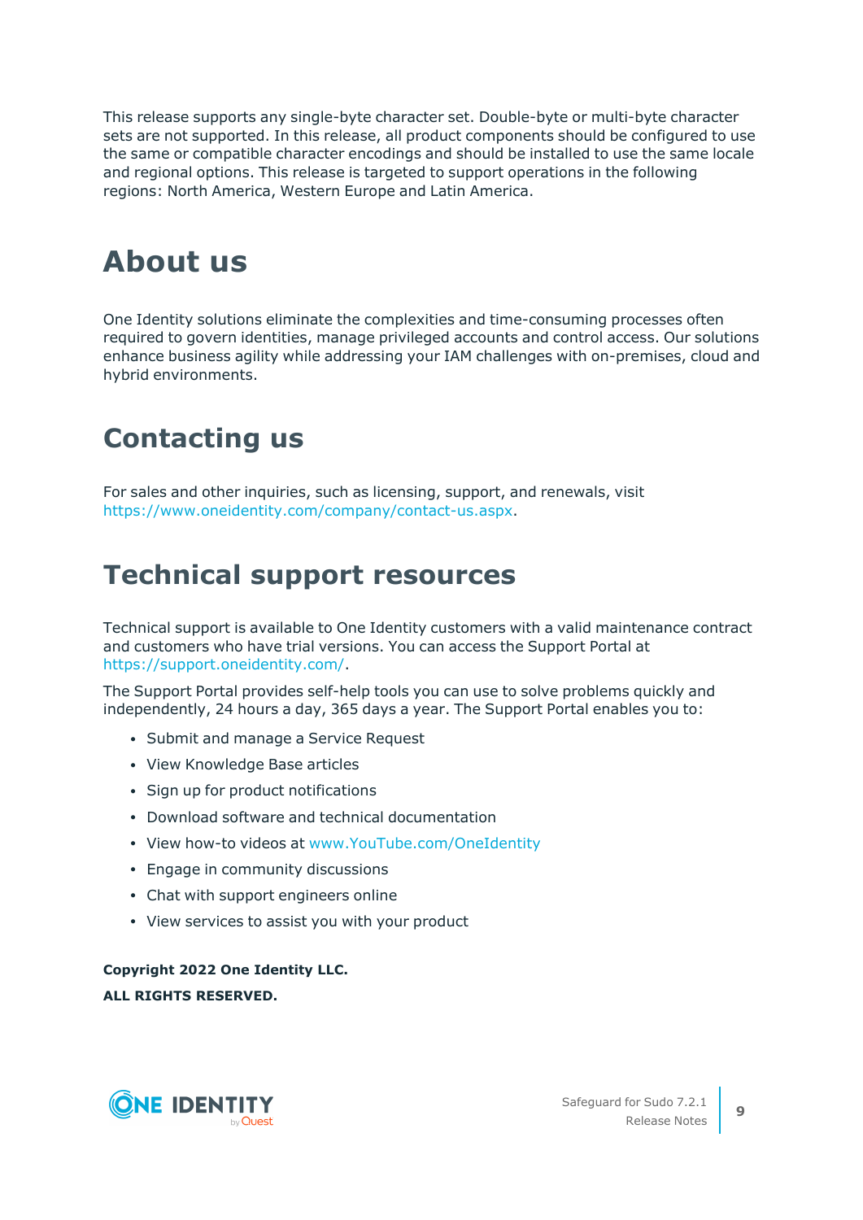This release supports any single-byte character set. Double-byte or multi-byte character sets are not supported. In this release, all product components should be configured to use the same or compatible character encodings and should be installed to use the same locale and regional options. This release is targeted to support operations in the following regions: North America, Western Europe and Latin America.

# About us

One Identity solutions eliminate the complexities and time-consuming processes often required to govern identities, manage privileged accounts and control access. Our solutions enhance business agility while addressing your IAM challenges with on-premises, cloud and hybrid environments.

# Contacting us

For sales and other inquiries, such as licensing, support, and renewals, visit https://www.oneidentity.com/company/contact-us.aspx.

# Technical support resources

Technical support is available to One Identity customers with a valid maintenance contract and customers who have trial versions. You can access the Support Portal at https://support.oneidentity.com/.

The Support Portal provides self-help tools you can use to solve problems quickly and independently, 24 hours a day, 365 days a year. The Support Portal enables you to:

- Submit and manage a Service Request
- View Knowledge Base articles
- Sign up for product notifications
- Download software and technical documentation
- View how-to videos at www.YouTube.com/OneIdentity
- Engage in community discussions
- Chat with support engineers online
- View services to assist you with your product

**Copyright 2022 One Identity LLC.**

**ALL RIGHTS RESERVED.**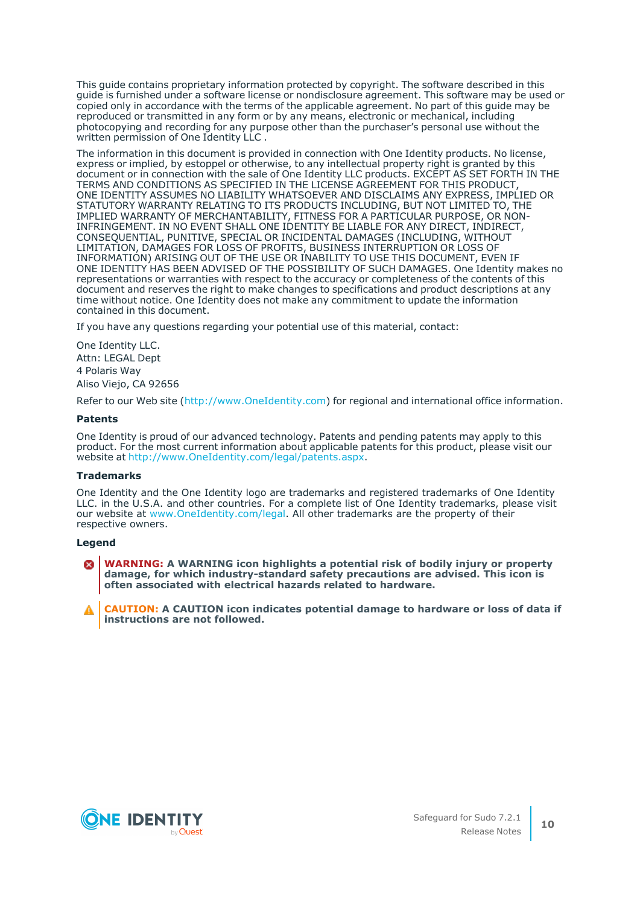This guide contains proprietary information protected by copyright. The software described in this guide is furnished under a software license or nondisclosure agreement. This software may be used or copied only in accordance with the terms of the applicable agreement. No part of this guide may be reproduced or transmitted in any form or by any means, electronic or mechanical, including photocopying and recording for any purpose other than the purchaser's personal use without the written permission of One Identity LLC .

The information in this document is provided in connection with One Identity products. No license, express or implied, by estoppel or otherwise, to any intellectual property right is granted by this document or in connection with the sale of One Identity LLC products. EXCEPT AS SET FORTH IN THE TERMS AND CONDITIONS AS SPECIFIED IN THE LICENSE AGREEMENT FOR THIS PRODUCT, ONE IDENTITY ASSUMES NO LIABILITY WHATSOEVER AND DISCLAIMS ANY EXPRESS, IMPLIED OR STATUTORY WARRANTY RELATING TO ITS PRODUCTS INCLUDING, BUT NOT LIMITED TO, THE IMPLIED WARRANTY OF MERCHANTABILITY, FITNESS FOR A PARTICULAR PURPOSE, OR NON-INFRINGEMENT. IN NO EVENT SHALL ONE IDENTITY BE LIABLE FOR ANY DIRECT, INDIRECT, CONSEQUENTIAL, PUNITIVE, SPECIAL OR INCIDENTAL DAMAGES (INCLUDING, WITHOUT LIMITATION, DAMAGES FOR LOSS OF PROFITS, BUSINESS INTERRUPTION OR LOSS OF INFORMATION) ARISING OUT OF THE USE OR INABILITY TO USE THIS DOCUMENT, EVEN IF ONE IDENTITY HAS BEEN ADVISED OF THE POSSIBILITY OF SUCH DAMAGES. One Identity makes no representations or warranties with respect to the accuracy or completeness of the contents of this document and reserves the right to make changes to specifications and product descriptions at any time without notice. One Identity does not make any commitment to update the information contained in this document.

If you have any questions regarding your potential use of this material, contact:

One Identity LLC.
Attn: LEGAL Dept
4 Polaris Way
Aliso Viejo, CA 92656

Refer to our Web site (http://www.OneIdentity.com) for regional and international office information.

**Patents**

One Identity is proud of our advanced technology. Patents and pending patents may apply to this product. For the most current information about applicable patents for this product, please visit our website at http://www.OneIdentity.com/legal/patents.aspx.

**Trademarks**

One Identity and the One Identity logo are trademarks and registered trademarks of One Identity LLC. in the U.S.A. and other countries. For a complete list of One Identity trademarks, please visit our website at www.OneIdentity.com/legal. All other trademarks are the property of their respective owners.

**Legend**

**WARNING: A WARNING icon highlights a potential risk of bodily injury or property damage, for which industry-standard safety precautions are advised. This icon is often associated with electrical hazards related to hardware.**

**CAUTION: A CAUTION icon indicates potential damage to hardware or loss of data if instructions are not followed.**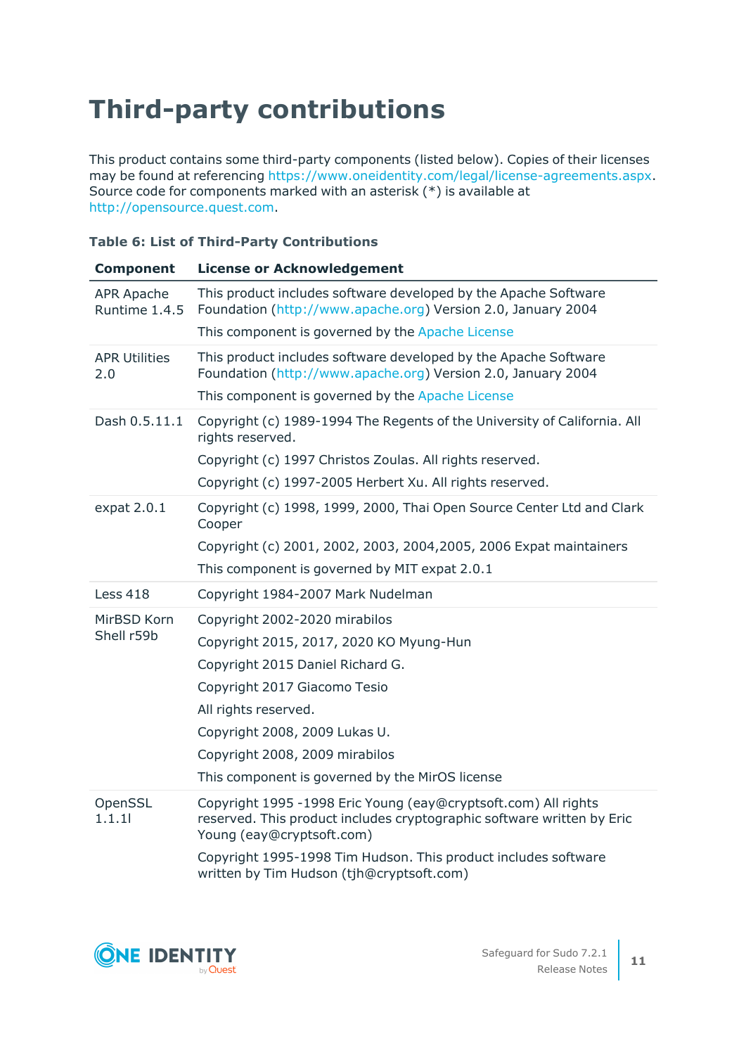# Third-party contributions

This product contains some third-party components (listed below). Copies of their licenses may be found at referencing https://www.oneidentity.com/legal/license-agreements.aspx. Source code for components marked with an asterisk (*) is available at http://opensource.quest.com.

**Table 6: List of Third-Party Contributions**

| Component | License or Acknowledgement |
|---|---|
| APR Apache Runtime 1.4.5 | This product includes software developed by the Apache Software Foundation (http://www.apache.org) Version 2.0, January 2004<br><br>This component is governed by the Apache License |
| APR Utilities 2.0 | This product includes software developed by the Apache Software Foundation (http://www.apache.org) Version 2.0, January 2004<br><br>This component is governed by the Apache License |
| Dash 0.5.11.1 | Copyright (c) 1989-1994 The Regents of the University of California. All rights reserved.<br><br>Copyright (c) 1997 Christos Zoulas. All rights reserved.<br><br>Copyright (c) 1997-2005 Herbert Xu. All rights reserved. |
| expat 2.0.1 | Copyright (c) 1998, 1999, 2000, Thai Open Source Center Ltd and Clark Cooper<br><br>Copyright (c) 2001, 2002, 2003, 2004,2005, 2006 Expat maintainers<br><br>This component is governed by MIT expat 2.0.1 |
| Less 418 | Copyright 1984-2007 Mark Nudelman |
| MirBSD Korn Shell r59b | Copyright 2002-2020 mirabilos<br><br>Copyright 2015, 2017, 2020 KO Myung-Hun<br><br>Copyright 2015 Daniel Richard G.<br><br>Copyright 2017 Giacomo Tesio<br><br>All rights reserved.<br><br>Copyright 2008, 2009 Lukas U.<br><br>Copyright 2008, 2009 mirabilos<br><br>This component is governed by the MirOS license |
| OpenSSL 1.1.1l | Copyright 1995 -1998 Eric Young (eay@cryptsoft.com) All rights reserved. This product includes cryptographic software written by Eric Young (eay@cryptsoft.com)<br><br>Copyright 1995-1998 Tim Hudson. This product includes software written by Tim Hudson (tjh@cryptsoft.com) |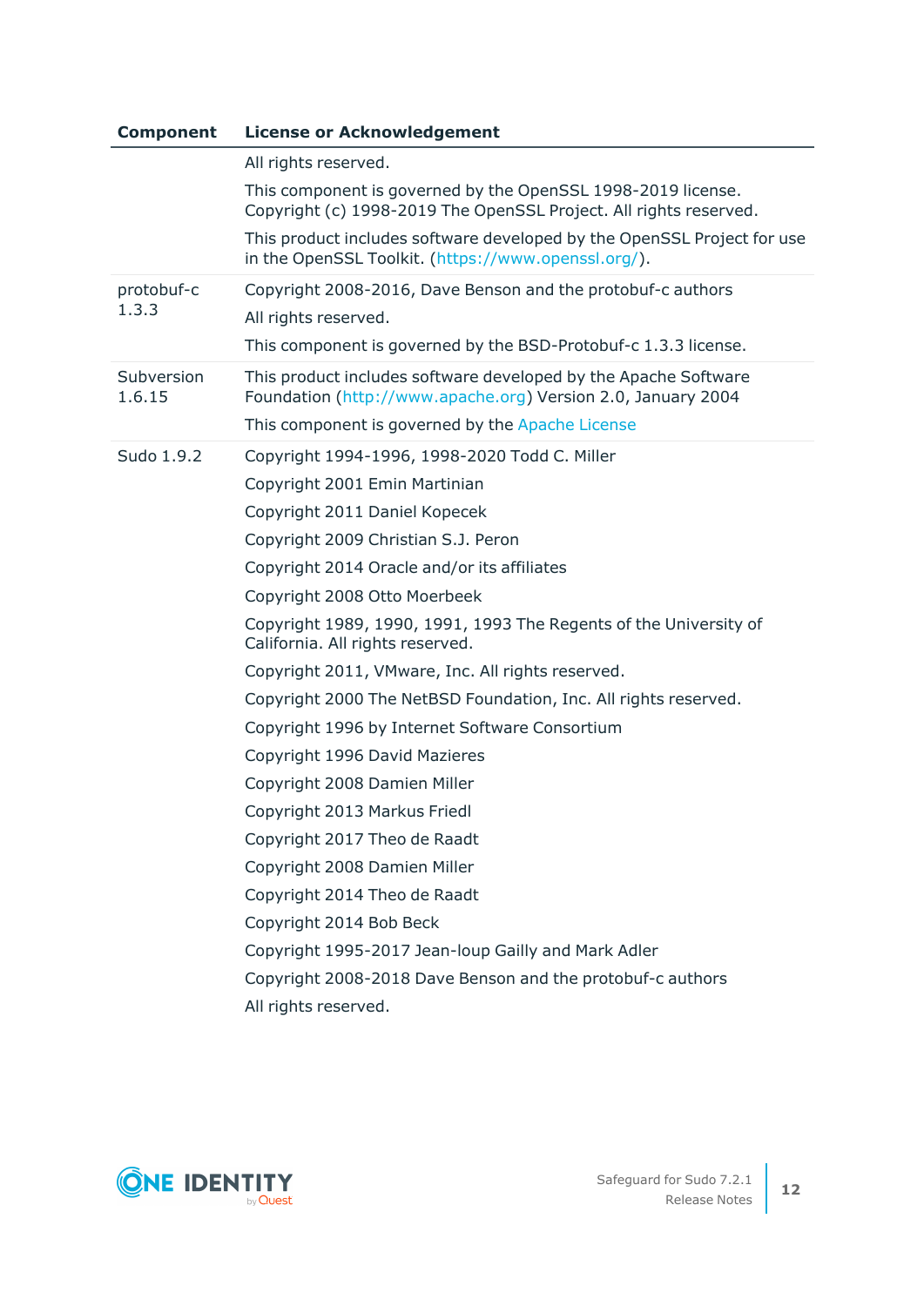| Component | License or Acknowledgement |
|---|---|
| | All rights reserved.<br>This component is governed by the OpenSSL 1998-2019 license. Copyright (c) 1998-2019 The OpenSSL Project. All rights reserved.<br>This product includes software developed by the OpenSSL Project for use in the OpenSSL Toolkit. (https://www.openssl.org/). |
| protobuf-c 1.3.3 | Copyright 2008-2016, Dave Benson and the protobuf-c authors<br>All rights reserved.<br>This component is governed by the BSD-Protobuf-c 1.3.3 license. |
| Subversion 1.6.15 | This product includes software developed by the Apache Software Foundation (http://www.apache.org) Version 2.0, January 2004<br>This component is governed by the Apache License |
| Sudo 1.9.2 | Copyright 1994-1996, 1998-2020 Todd C. Miller<br>Copyright 2001 Emin Martinian<br>Copyright 2011 Daniel Kopecek<br>Copyright 2009 Christian S.J. Peron<br>Copyright 2014 Oracle and/or its affiliates<br>Copyright 2008 Otto Moerbeek<br>Copyright 1989, 1990, 1991, 1993 The Regents of the University of California. All rights reserved.<br>Copyright 2011, VMware, Inc. All rights reserved.<br>Copyright 2000 The NetBSD Foundation, Inc. All rights reserved.<br>Copyright 1996 by Internet Software Consortium<br>Copyright 1996 David Mazieres<br>Copyright 2008 Damien Miller<br>Copyright 2013 Markus Friedl<br>Copyright 2017 Theo de Raadt<br>Copyright 2008 Damien Miller<br>Copyright 2014 Theo de Raadt<br>Copyright 2014 Bob Beck<br>Copyright 1995-2017 Jean-loup Gailly and Mark Adler<br>Copyright 2008-2018 Dave Benson and the protobuf-c authors<br>All rights reserved. |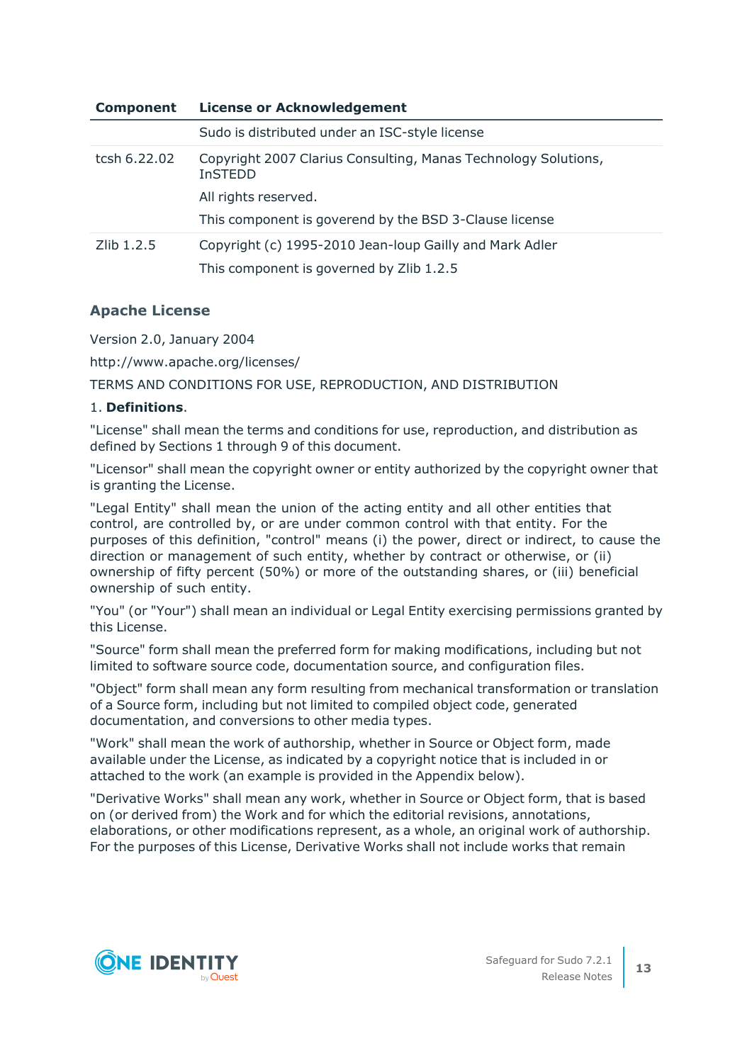| Component | License or Acknowledgement |
|---|---|
| | Sudo is distributed under an ISC-style license |
| tcsh 6.22.02 | Copyright 2007 Clarius Consulting, Manas Technology Solutions, InSTEDD<br><br>All rights reserved.<br><br>This component is goverend by the BSD 3-Clause license |
| Zlib 1.2.5 | Copyright (c) 1995-2010 Jean-loup Gailly and Mark Adler<br><br>This component is governed by Zlib 1.2.5 |

### Apache License

Version 2.0, January 2004

http://www.apache.org/licenses/

TERMS AND CONDITIONS FOR USE, REPRODUCTION, AND DISTRIBUTION

1. **Definitions**.

"License" shall mean the terms and conditions for use, reproduction, and distribution as defined by Sections 1 through 9 of this document.

"Licensor" shall mean the copyright owner or entity authorized by the copyright owner that is granting the License.

"Legal Entity" shall mean the union of the acting entity and all other entities that control, are controlled by, or are under common control with that entity. For the purposes of this definition, "control" means (i) the power, direct or indirect, to cause the direction or management of such entity, whether by contract or otherwise, or (ii) ownership of fifty percent (50%) or more of the outstanding shares, or (iii) beneficial ownership of such entity.

"You" (or "Your") shall mean an individual or Legal Entity exercising permissions granted by this License.

"Source" form shall mean the preferred form for making modifications, including but not limited to software source code, documentation source, and configuration files.

"Object" form shall mean any form resulting from mechanical transformation or translation of a Source form, including but not limited to compiled object code, generated documentation, and conversions to other media types.

"Work" shall mean the work of authorship, whether in Source or Object form, made available under the License, as indicated by a copyright notice that is included in or attached to the work (an example is provided in the Appendix below).

"Derivative Works" shall mean any work, whether in Source or Object form, that is based on (or derived from) the Work and for which the editorial revisions, annotations, elaborations, or other modifications represent, as a whole, an original work of authorship. For the purposes of this License, Derivative Works shall not include works that remain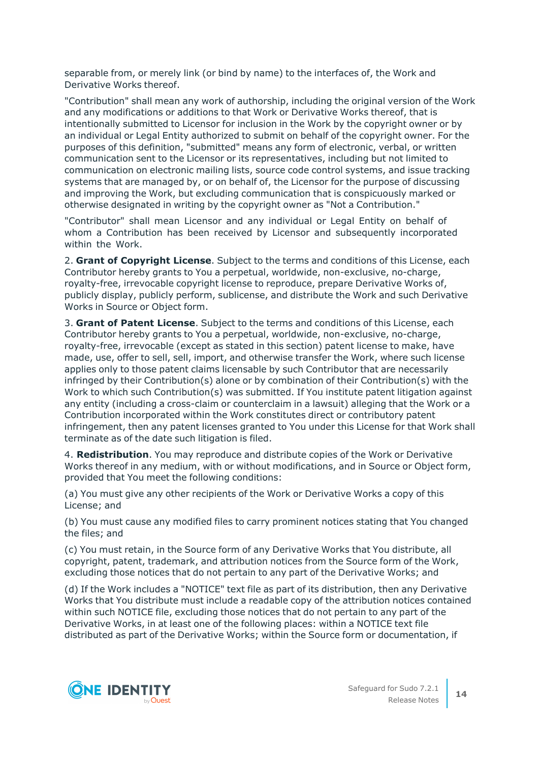separable from, or merely link (or bind by name) to the interfaces of, the Work and Derivative Works thereof.

"Contribution" shall mean any work of authorship, including the original version of the Work and any modifications or additions to that Work or Derivative Works thereof, that is intentionally submitted to Licensor for inclusion in the Work by the copyright owner or by an individual or Legal Entity authorized to submit on behalf of the copyright owner. For the purposes of this definition, "submitted" means any form of electronic, verbal, or written communication sent to the Licensor or its representatives, including but not limited to communication on electronic mailing lists, source code control systems, and issue tracking systems that are managed by, or on behalf of, the Licensor for the purpose of discussing and improving the Work, but excluding communication that is conspicuously marked or otherwise designated in writing by the copyright owner as "Not a Contribution."

"Contributor" shall mean Licensor and any individual or Legal Entity on behalf of whom a Contribution has been received by Licensor and subsequently incorporated within the Work.

2. **Grant of Copyright License**. Subject to the terms and conditions of this License, each Contributor hereby grants to You a perpetual, worldwide, non-exclusive, no-charge, royalty-free, irrevocable copyright license to reproduce, prepare Derivative Works of, publicly display, publicly perform, sublicense, and distribute the Work and such Derivative Works in Source or Object form.

3. **Grant of Patent License**. Subject to the terms and conditions of this License, each Contributor hereby grants to You a perpetual, worldwide, non-exclusive, no-charge, royalty-free, irrevocable (except as stated in this section) patent license to make, have made, use, offer to sell, sell, import, and otherwise transfer the Work, where such license applies only to those patent claims licensable by such Contributor that are necessarily infringed by their Contribution(s) alone or by combination of their Contribution(s) with the Work to which such Contribution(s) was submitted. If You institute patent litigation against any entity (including a cross-claim or counterclaim in a lawsuit) alleging that the Work or a Contribution incorporated within the Work constitutes direct or contributory patent infringement, then any patent licenses granted to You under this License for that Work shall terminate as of the date such litigation is filed.

4. **Redistribution**. You may reproduce and distribute copies of the Work or Derivative Works thereof in any medium, with or without modifications, and in Source or Object form, provided that You meet the following conditions:

(a) You must give any other recipients of the Work or Derivative Works a copy of this License; and

(b) You must cause any modified files to carry prominent notices stating that You changed the files; and

(c) You must retain, in the Source form of any Derivative Works that You distribute, all copyright, patent, trademark, and attribution notices from the Source form of the Work, excluding those notices that do not pertain to any part of the Derivative Works; and

(d) If the Work includes a "NOTICE" text file as part of its distribution, then any Derivative Works that You distribute must include a readable copy of the attribution notices contained within such NOTICE file, excluding those notices that do not pertain to any part of the Derivative Works, in at least one of the following places: within a NOTICE text file distributed as part of the Derivative Works; within the Source form or documentation, if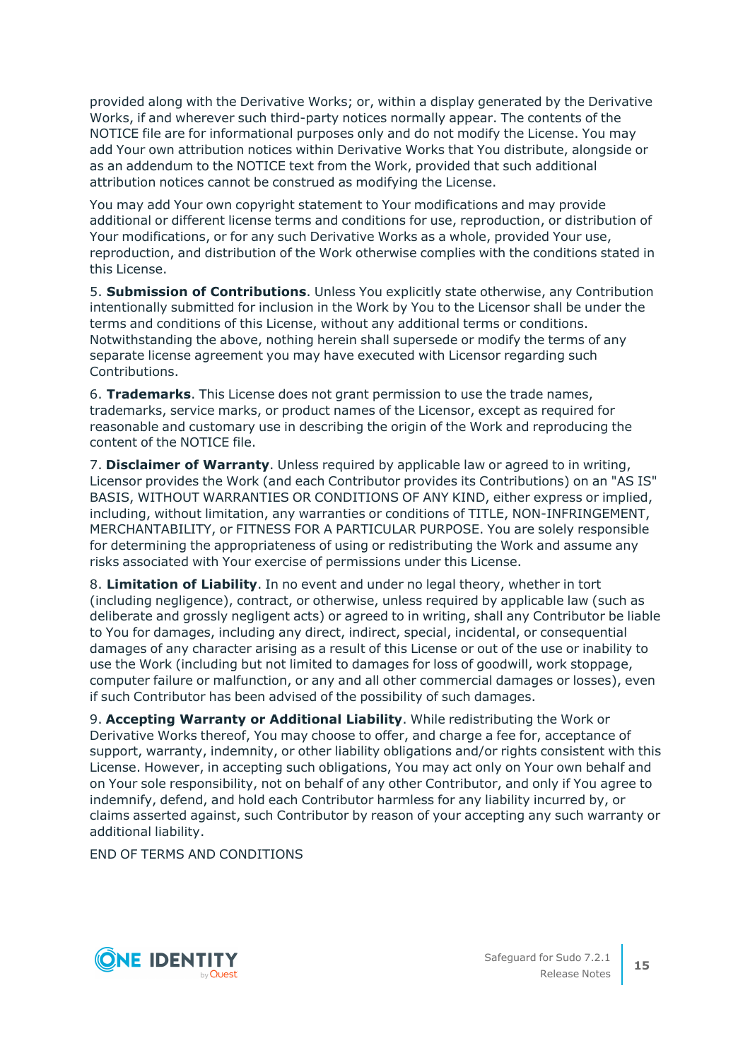provided along with the Derivative Works; or, within a display generated by the Derivative Works, if and wherever such third-party notices normally appear. The contents of the NOTICE file are for informational purposes only and do not modify the License. You may add Your own attribution notices within Derivative Works that You distribute, alongside or as an addendum to the NOTICE text from the Work, provided that such additional attribution notices cannot be construed as modifying the License.

You may add Your own copyright statement to Your modifications and may provide additional or different license terms and conditions for use, reproduction, or distribution of Your modifications, or for any such Derivative Works as a whole, provided Your use, reproduction, and distribution of the Work otherwise complies with the conditions stated in this License.

5. **Submission of Contributions**. Unless You explicitly state otherwise, any Contribution intentionally submitted for inclusion in the Work by You to the Licensor shall be under the terms and conditions of this License, without any additional terms or conditions. Notwithstanding the above, nothing herein shall supersede or modify the terms of any separate license agreement you may have executed with Licensor regarding such Contributions.

6. **Trademarks**. This License does not grant permission to use the trade names, trademarks, service marks, or product names of the Licensor, except as required for reasonable and customary use in describing the origin of the Work and reproducing the content of the NOTICE file.

7. **Disclaimer of Warranty**. Unless required by applicable law or agreed to in writing, Licensor provides the Work (and each Contributor provides its Contributions) on an "AS IS" BASIS, WITHOUT WARRANTIES OR CONDITIONS OF ANY KIND, either express or implied, including, without limitation, any warranties or conditions of TITLE, NON-INFRINGEMENT, MERCHANTABILITY, or FITNESS FOR A PARTICULAR PURPOSE. You are solely responsible for determining the appropriateness of using or redistributing the Work and assume any risks associated with Your exercise of permissions under this License.

8. **Limitation of Liability**. In no event and under no legal theory, whether in tort (including negligence), contract, or otherwise, unless required by applicable law (such as deliberate and grossly negligent acts) or agreed to in writing, shall any Contributor be liable to You for damages, including any direct, indirect, special, incidental, or consequential damages of any character arising as a result of this License or out of the use or inability to use the Work (including but not limited to damages for loss of goodwill, work stoppage, computer failure or malfunction, or any and all other commercial damages or losses), even if such Contributor has been advised of the possibility of such damages.

9. **Accepting Warranty or Additional Liability**. While redistributing the Work or Derivative Works thereof, You may choose to offer, and charge a fee for, acceptance of support, warranty, indemnity, or other liability obligations and/or rights consistent with this License. However, in accepting such obligations, You may act only on Your own behalf and on Your sole responsibility, not on behalf of any other Contributor, and only if You agree to indemnify, defend, and hold each Contributor harmless for any liability incurred by, or claims asserted against, such Contributor by reason of your accepting any such warranty or additional liability.

END OF TERMS AND CONDITIONS